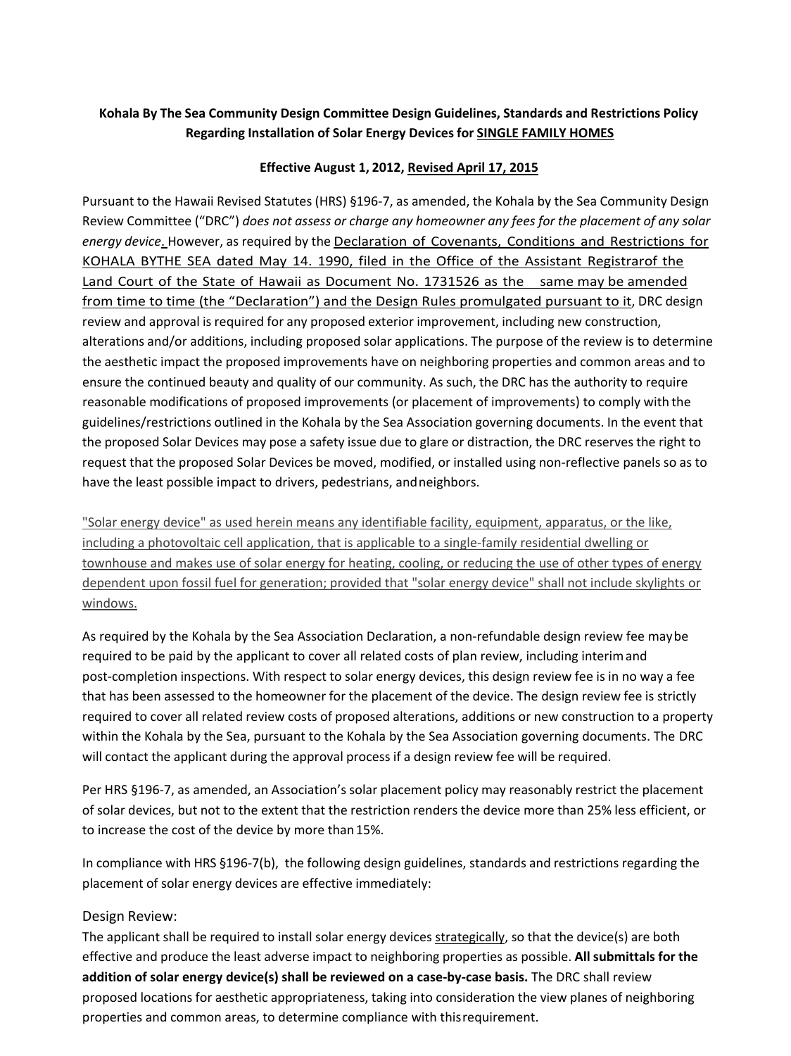**Kohala By The Sea Community Design Committee Design Guidelines, Standards and Restrictions Policy Regarding Installation of Solar Energy Devices for <u>SINGLE FAMILY HOMES</u>**

**Effective August 1, 2012, <u>Revised April 17, 2015</u>**

Pursuant to the Hawaii Revised Statutes (HRS) §196-7, as amended, the Kohala by the Sea Community Design Review Committee ("DRC") *does not assess or charge any homeowner any fees for the placement of any solar energy device.* However, as required by the <u>Declaration of Covenants, Conditions and Restrictions for KOHALA BYTHE SEA dated May 14. 1990, filed in the Office of the Assistant Registrarof the Land Court of the State of Hawaii as Document No. 1731526 as the same may be amended from time to time (the "Declaration") and the Design Rules promulgated pursuant to it</u>, DRC design review and approval is required for any proposed exterior improvement, including new construction, alterations and/or additions, including proposed solar applications. The purpose of the review is to determine the aesthetic impact the proposed improvements have on neighboring properties and common areas and to ensure the continued beauty and quality of our community. As such, the DRC has the authority to require reasonable modifications of proposed improvements (or placement of improvements) to comply with the guidelines/restrictions outlined in the Kohala by the Sea Association governing documents. In the event that the proposed Solar Devices may pose a safety issue due to glare or distraction, the DRC reserves the right to request that the proposed Solar Devices be moved, modified, or installed using non-reflective panels so as to have the least possible impact to drivers, pedestrians, andneighbors.

<u>"Solar energy device" as used herein means any identifiable facility, equipment, apparatus, or the like, including a photovoltaic cell application, that is applicable to a single-family residential dwelling or townhouse and makes use of solar energy for heating, cooling, or reducing the use of other types of energy dependent upon fossil fuel for generation; provided that "solar energy device" shall not include skylights or windows.</u>

As required by the Kohala by the Sea Association Declaration, a non-refundable design review fee maybe required to be paid by the applicant to cover all related costs of plan review, including interimand post-completion inspections. With respect to solar energy devices, this design review fee is in no way a fee that has been assessed to the homeowner for the placement of the device. The design review fee is strictly required to cover all related review costs of proposed alterations, additions or new construction to a property within the Kohala by the Sea, pursuant to the Kohala by the Sea Association governing documents. The DRC will contact the applicant during the approval process if a design review fee will be required.

Per HRS §196-7, as amended, an Association's solar placement policy may reasonably restrict the placement of solar devices, but not to the extent that the restriction renders the device more than 25% less efficient, or to increase the cost of the device by more than 15%.

In compliance with HRS §196-7(b), the following design guidelines, standards and restrictions regarding the placement of solar energy devices are effective immediately:

## Design Review:

The applicant shall be required to install solar energy devices <u>strategically</u>, so that the device(s) are both effective and produce the least adverse impact to neighboring properties as possible. **All submittals for the addition of solar energy device(s) shall be reviewed on a case-by-case basis.** The DRC shall review proposed locations for aesthetic appropriateness, taking into consideration the view planes of neighboring properties and common areas, to determine compliance with thisrequirement.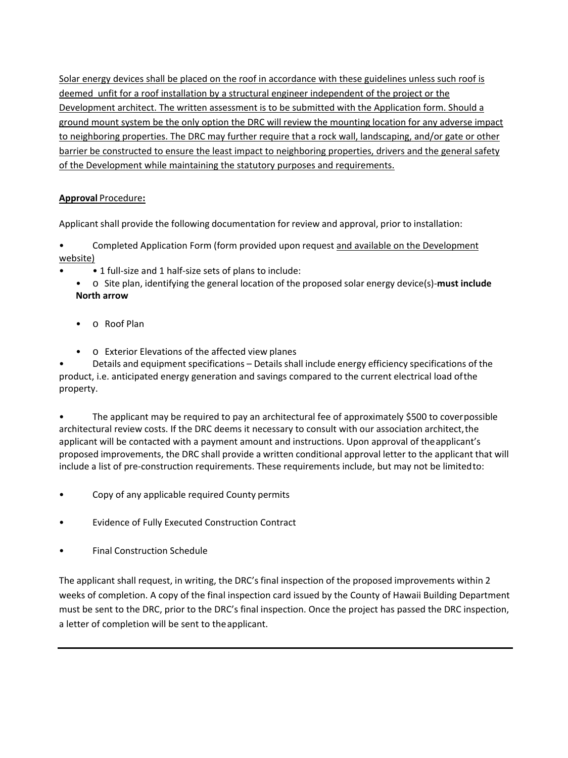<u>Solar energy devices shall be placed on the roof in accordance with these guidelines unless such roof is deemed unfit for a roof installation by a structural engineer independent of the project or the Development architect. The written assessment is to be submitted with the Application form. Should a ground mount system be the only option the DRC will review the mounting location for any adverse impact to neighboring properties. The DRC may further require that a rock wall, landscaping, and/or gate or other barrier be constructed to ensure the least impact to neighboring properties, drivers and the general safety of the Development while maintaining the statutory purposes and requirements.</u>

**Approval** Procedure**:**

Applicant shall provide the following documentation for review and approval, prior to installation:

- Completed Application Form (form provided upon request <u>and available on the Development website)</u>
- 1 full-size and 1 half-size sets of plans to include:
  - Site plan, identifying the general location of the proposed solar energy device(s)-**must include North arrow**
  - Roof Plan
  - Exterior Elevations of the affected view planes
- Details and equipment specifications – Details shall include energy efficiency specifications of the product, i.e. anticipated energy generation and savings compared to the current electrical load of the property.
- The applicant may be required to pay an architectural fee of approximately $500 to cover possible architectural review costs. If the DRC deems it necessary to consult with our association architect, the applicant will be contacted with a payment amount and instructions. Upon approval of the applicant's proposed improvements, the DRC shall provide a written conditional approval letter to the applicant that will include a list of pre-construction requirements. These requirements include, but may not be limited to:
- Copy of any applicable required County permits
- Evidence of Fully Executed Construction Contract
- Final Construction Schedule

The applicant shall request, in writing, the DRC's final inspection of the proposed improvements within 2 weeks of completion. A copy of the final inspection card issued by the County of Hawaii Building Department must be sent to the DRC, prior to the DRC's final inspection. Once the project has passed the DRC inspection, a letter of completion will be sent to the applicant.